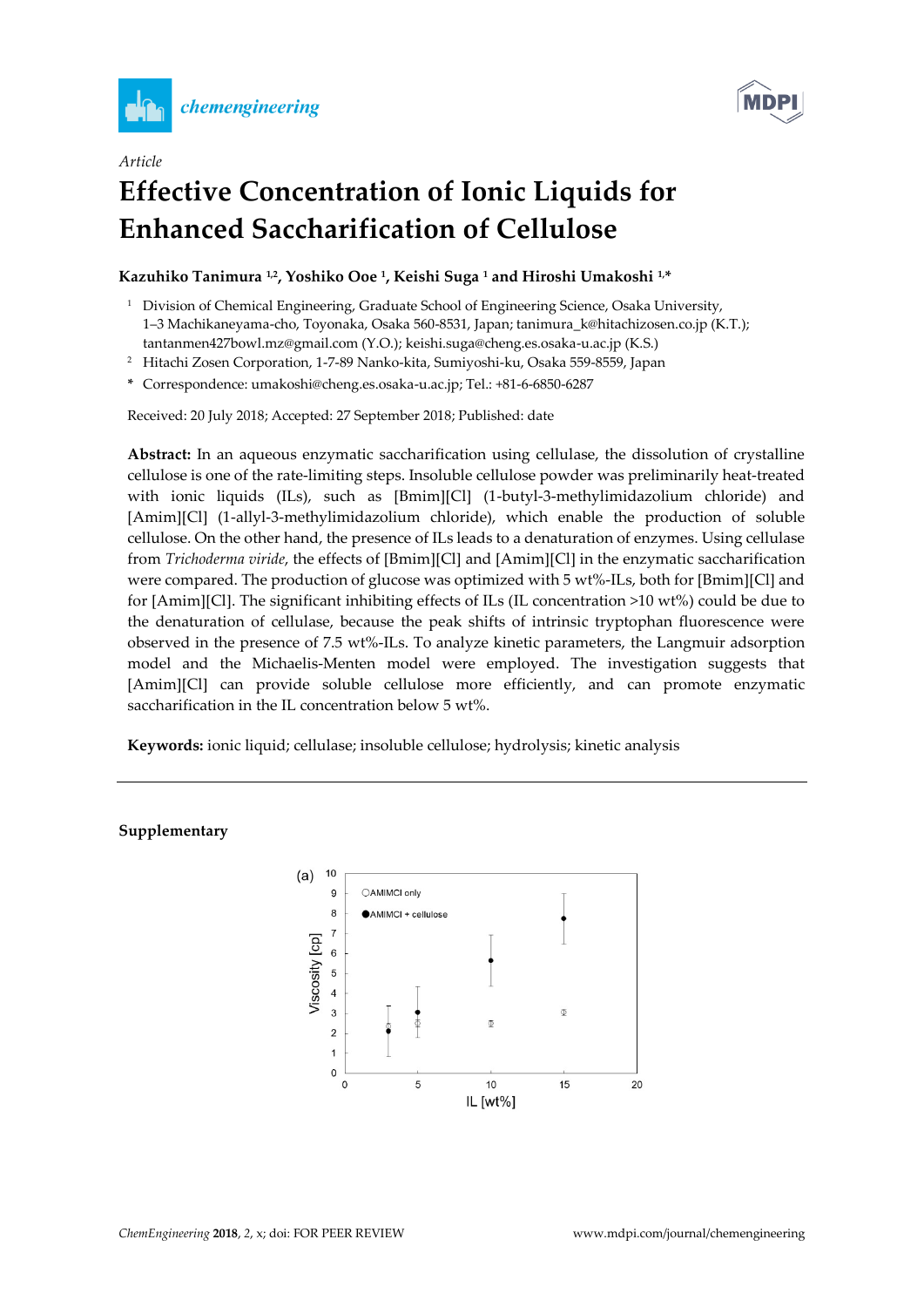Article

# Effective Concentration of Ionic Liquids for Enhanced Saccharification of Cellulose

**Kazuhiko Tanimura [1,2], Yoshiko Ooe [1], Keishi Suga [1] and Hiroshi Umakoshi [1,*]**

[1] Division of Chemical Engineering, Graduate School of Engineering Science, Osaka University, 1–3 Machikaneyama-cho, Toyonaka, Osaka 560-8531, Japan; tanimura_k@hitachizosen.co.jp (K.T.); tantanmen427bowl.mz@gmail.com (Y.O.); keishi.suga@cheng.es.osaka-u.ac.jp (K.S.)

[2] Hitachi Zosen Corporation, 1-7-89 Nanko-kita, Sumiyoshi-ku, Osaka 559-8559, Japan

\* Correspondence: umakoshi@cheng.es.osaka-u.ac.jp; Tel.: +81-6-6850-6287

Received: 20 July 2018; Accepted: 27 September 2018; Published: date

**Abstract:** In an aqueous enzymatic saccharification using cellulase, the dissolution of crystalline cellulose is one of the rate-limiting steps. Insoluble cellulose powder was preliminarily heat-treated with ionic liquids (ILs), such as [Bmim][Cl] (1-butyl-3-methylimidazolium chloride) and [Amim][Cl] (1-allyl-3-methylimidazolium chloride), which enable the production of soluble cellulose. On the other hand, the presence of ILs leads to a denaturation of enzymes. Using cellulase from *Trichoderma viride*, the effects of [Bmim][Cl] and [Amim][Cl] in the enzymatic saccharification were compared. The production of glucose was optimized with 5 wt%-ILs, both for [Bmim][Cl] and for [Amim][Cl]. The significant inhibiting effects of ILs (IL concentration >10 wt%) could be due to the denaturation of cellulase, because the peak shifts of intrinsic tryptophan fluorescence were observed in the presence of 7.5 wt%-ILs. To analyze kinetic parameters, the Langmuir adsorption model and the Michaelis-Menten model were employed. The investigation suggests that [Amim][Cl] can provide soluble cellulose more efficiently, and can promote enzymatic saccharification in the IL concentration below 5 wt%.

**Keywords:** ionic liquid; cellulase; insoluble cellulose; hydrolysis; kinetic analysis

## Supplementary

(a)

| IL [wt%] | AMIMCl only: Viscosity [cp] | AMIMCl + cellulose: Viscosity [cp] |
|---|---|---|
| 3 | ~2.4 | ~2.1 |
| 5 | ~2.6 | ~3.0 |
| 10 | ~2.5 | ~5.6 |
| 15 | ~3.0 | ~7.7 |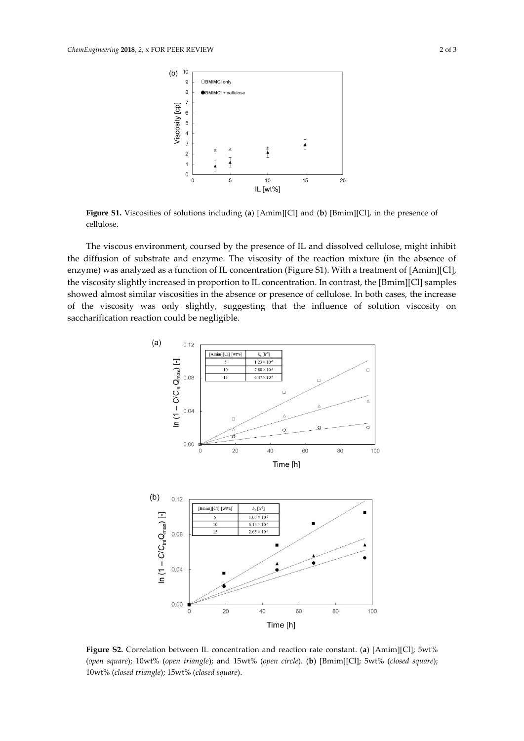Figure S1. Viscosities of solutions including (a) [Amim][Cl] and (b) [Bmim][Cl], in the presence of cellulose.

The viscous environment, coursed by the presence of IL and dissolved cellulose, might inhibit the diffusion of substrate and enzyme. The viscosity of the reaction mixture (in the absence of enzyme) was analyzed as a function of IL concentration (Figure S1). With a treatment of [Amim][Cl], the viscosity slightly increased in proportion to IL concentration. In contrast, the [Bmim][Cl] samples showed almost similar viscosities in the absence or presence of cellulose. In both cases, the increase of the viscosity was only slightly, suggesting that the influence of solution viscosity on saccharification reaction could be negligible.

| [Amim][Cl] [wt%] | $k_c$ [h$^{-1}$] |
| --- | --- |
| 5 | $1.23 \times 10^{-3}$ |
| 10 | $7.88 \times 10^{-4}$ |
| 15 | $6.47 \times 10^{-4}$ |

| [Bmim][Cl] [wt%] | $k_c$ [h$^{-1}$] |
| --- | --- |
| 5 | $1.05 \times 10^{-3}$ |
| 10 | $6.14 \times 10^{-4}$ |
| 15 | $2.65 \times 10^{-4}$ |

Figure S2. Correlation between IL concentration and reaction rate constant. (a) [Amim][Cl]; 5wt% (*open square*); 10wt% (*open triangle*); and 15wt% (*open circle*). (b) [Bmim][Cl]; 5wt% (*closed square*); 10wt% (*closed triangle*); 15wt% (*closed square*).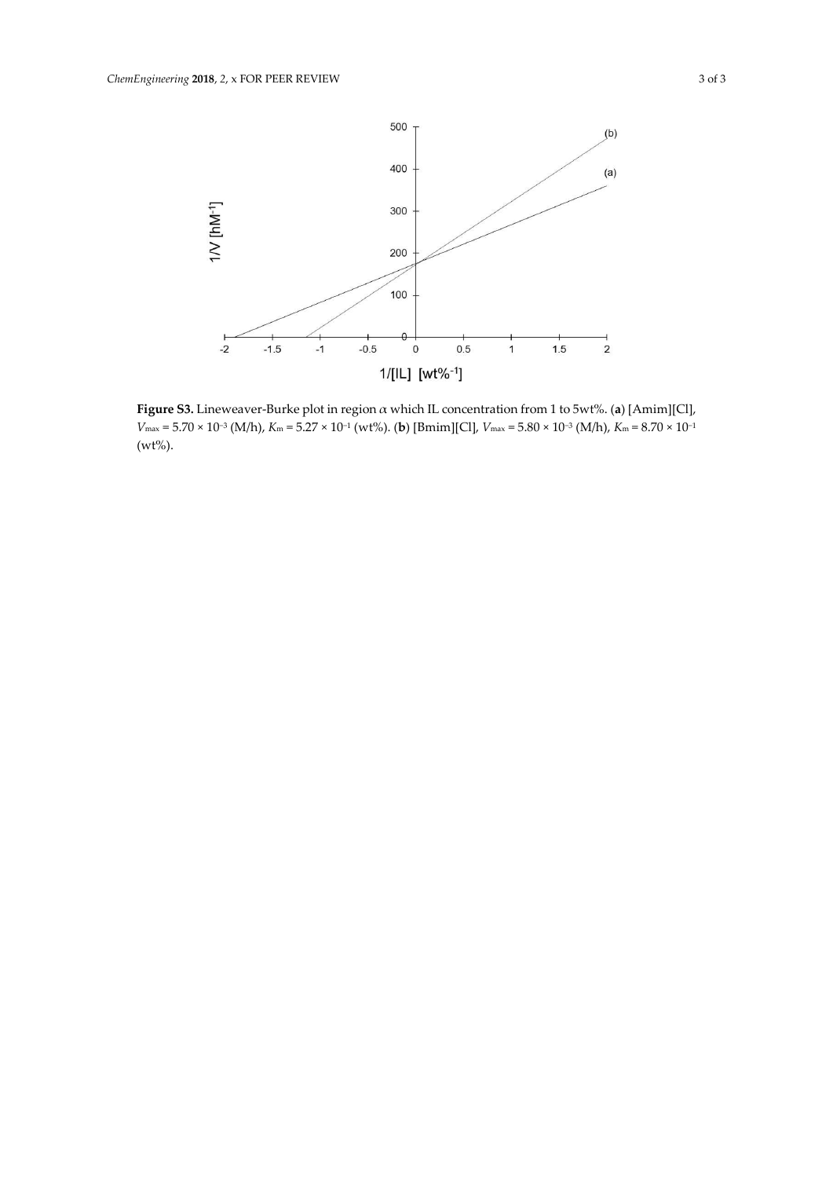500

400

300

200

100

0

1/V [hM⁻¹]

-2 -1.5 -1 -0.5 0 0.5 1 1.5 2

1/[IL] [wt%⁻¹]

(b)

(a)

**Figure S3.** Lineweaver-Burke plot in region $\alpha$ which IL concentration from 1 to 5wt%. (**a**) [Amim][Cl], $V_{max}$ = 5.70 × $10^{-3}$ (M/h), $K_m$ = 5.27 × $10^{-1}$ (wt%). (**b**) [Bmim][Cl], $V_{max}$ = 5.80 × $10^{-3}$ (M/h), $K_m$ = 8.70 × $10^{-1}$ (wt%).